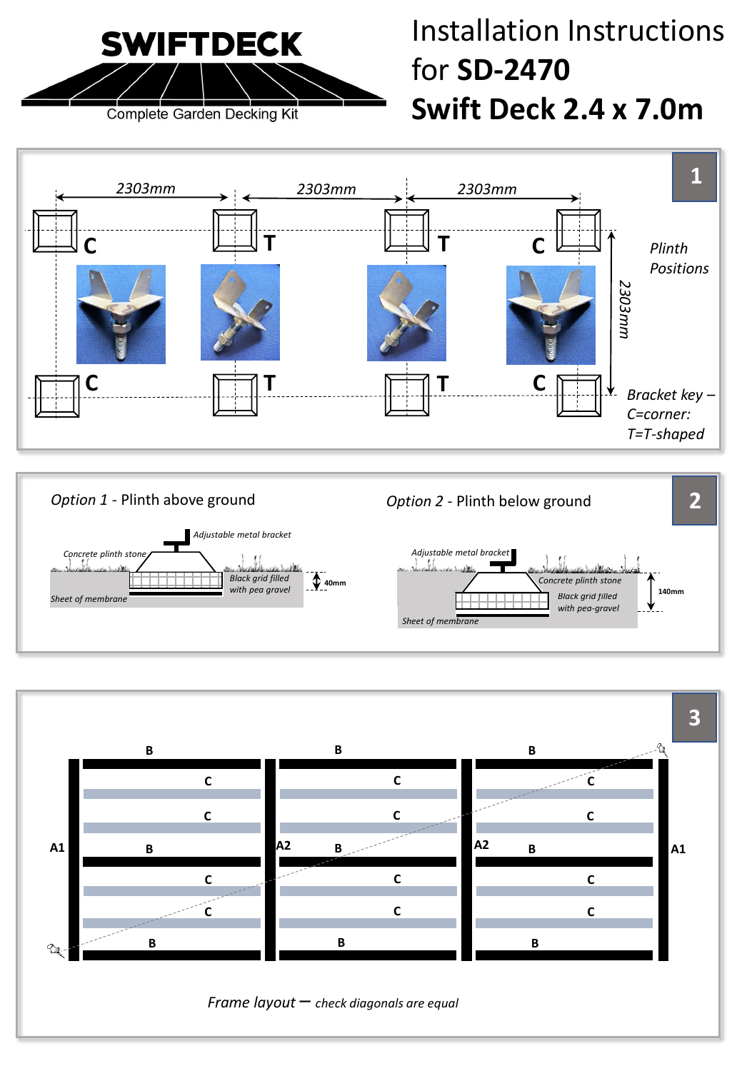# SWIFTDECK

Complete Garden Decking Kit

# Installation Instructions for **SD-2470**

# **Swift Deck 2.4 x 7.0m**

## 1

2303mm

2303mm

2303mm

2303mm

C T T C

C T T C

Plinth Positions

Bracket key – C=corner: T=T-shaped

## 2

*Option 1* - Plinth above ground

Adjustable metal bracket

Concrete plinth stone

Black grid filled with pea gravel

Sheet of membrane

40mm

*Option 2* - Plinth below ground

Adjustable metal bracket

Concrete plinth stone

Black grid filled with pea-gravel

Sheet of membrane

140mm

## 3

A1 A2 A2 A1

B C C B C C B

*Frame layout* – *check diagonals are equal*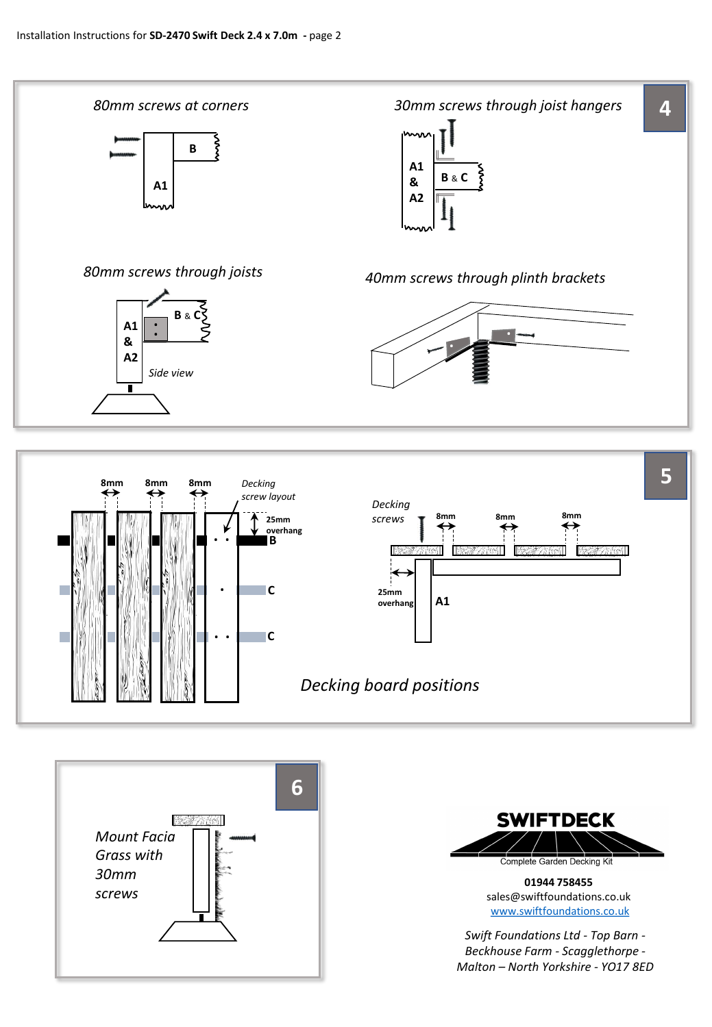## 4

*80mm screws at corners*

B

A1

*30mm screws through joist hangers*

A1 & A2

B & C

*80mm screws through joists*

A1 & A2

B & C

*Side view*

*40mm screws through plinth brackets*

## 5

8mm 8mm 8mm

*Decking screw layout*

25mm overhang

B

C

C

*Decking screws*

8mm 8mm 8mm

25mm overhang

A1

*Decking board positions*

## 6

*Mount Facia Grass with 30mm screws*

**SWIFTDECK**

Complete Garden Decking Kit

**01944 758455**

sales@swiftfoundations.co.uk

www.swiftfoundations.co.uk

*Swift Foundations Ltd - Top Barn - Beckhouse Farm - Scagglethorpe - Malton – North Yorkshire - YO17 8ED*